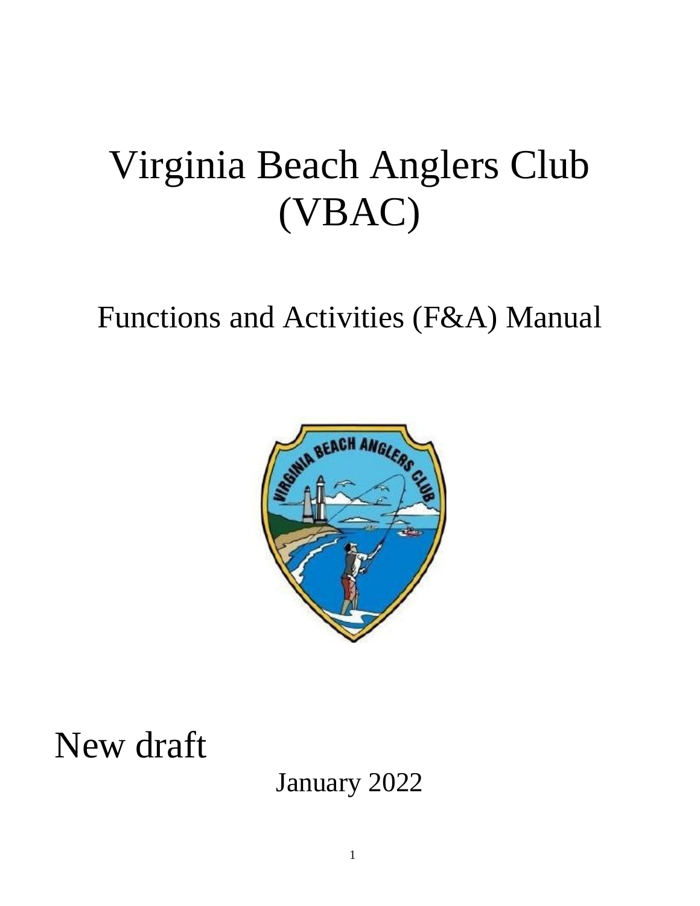# Virginia Beach Anglers Club (VBAC)

## Functions and Activities (F&A) Manual

New draft

January 2022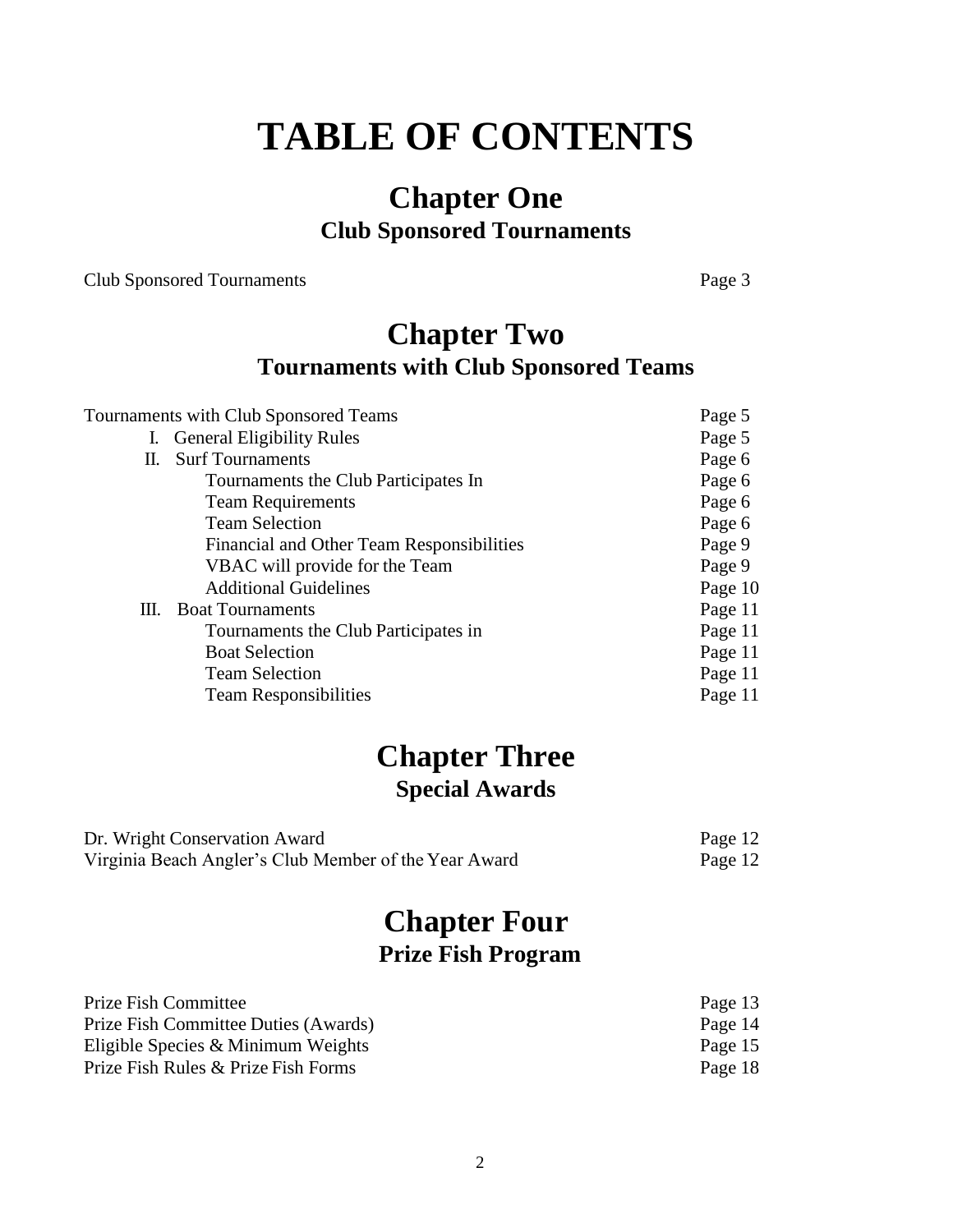# TABLE OF CONTENTS

## Chapter One
### Club Sponsored Tournaments

| | |
|---|---|
| Club Sponsored Tournaments | Page 3 |

## Chapter Two
### Tournaments with Club Sponsored Teams

| | |
|---|---|
| Tournaments with Club Sponsored Teams | Page 5 |
| I. General Eligibility Rules | Page 5 |
| II. Surf Tournaments | Page 6 |
| Tournaments the Club Participates In | Page 6 |
| Team Requirements | Page 6 |
| Team Selection | Page 6 |
| Financial and Other Team Responsibilities | Page 9 |
| VBAC will provide for the Team | Page 9 |
| Additional Guidelines | Page 10 |
| III. Boat Tournaments | Page 11 |
| Tournaments the Club Participates in | Page 11 |
| Boat Selection | Page 11 |
| Team Selection | Page 11 |
| Team Responsibilities | Page 11 |

## Chapter Three
### Special Awards

| | |
|---|---|
| Dr. Wright Conservation Award | Page 12 |
| Virginia Beach Angler's Club Member of the Year Award | Page 12 |

## Chapter Four
### Prize Fish Program

| | |
|---|---|
| Prize Fish Committee | Page 13 |
| Prize Fish Committee Duties (Awards) | Page 14 |
| Eligible Species & Minimum Weights | Page 15 |
| Prize Fish Rules & Prize Fish Forms | Page 18 |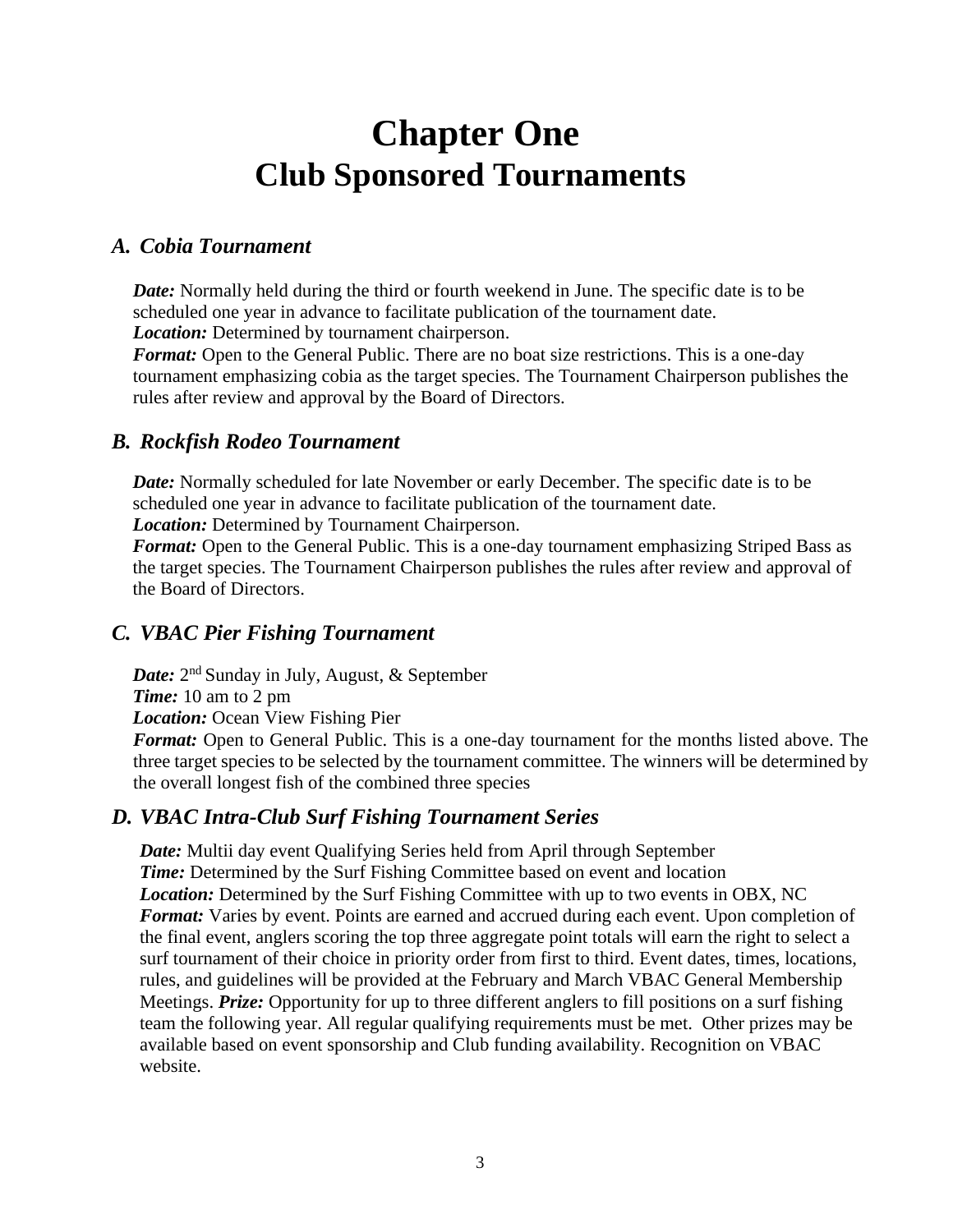# Chapter One
# Club Sponsored Tournaments

### *A. Cobia Tournament*

***Date:*** Normally held during the third or fourth weekend in June. The specific date is to be scheduled one year in advance to facilitate publication of the tournament date.
***Location:*** Determined by tournament chairperson.
***Format:*** Open to the General Public. There are no boat size restrictions. This is a one-day tournament emphasizing cobia as the target species. The Tournament Chairperson publishes the rules after review and approval by the Board of Directors.

### *B. Rockfish Rodeo Tournament*

***Date:*** Normally scheduled for late November or early December. The specific date is to be scheduled one year in advance to facilitate publication of the tournament date.
***Location:*** Determined by Tournament Chairperson.
***Format:*** Open to the General Public. This is a one-day tournament emphasizing Striped Bass as the target species. The Tournament Chairperson publishes the rules after review and approval of the Board of Directors.

### *C. VBAC Pier Fishing Tournament*

***Date:*** 2nd Sunday in July, August, & September
***Time:*** 10 am to 2 pm
***Location:*** Ocean View Fishing Pier
***Format:*** Open to General Public. This is a one-day tournament for the months listed above. The three target species to be selected by the tournament committee. The winners will be determined by the overall longest fish of the combined three species

### *D. VBAC Intra-Club Surf Fishing Tournament Series*

***Date:*** Multii day event Qualifying Series held from April through September
***Time:*** Determined by the Surf Fishing Committee based on event and location
***Location:*** Determined by the Surf Fishing Committee with up to two events in OBX, NC
***Format:*** Varies by event. Points are earned and accrued during each event. Upon completion of the final event, anglers scoring the top three aggregate point totals will earn the right to select a surf tournament of their choice in priority order from first to third. Event dates, times, locations, rules, and guidelines will be provided at the February and March VBAC General Membership Meetings. ***Prize:*** Opportunity for up to three different anglers to fill positions on a surf fishing team the following year. All regular qualifying requirements must be met. Other prizes may be available based on event sponsorship and Club funding availability. Recognition on VBAC website.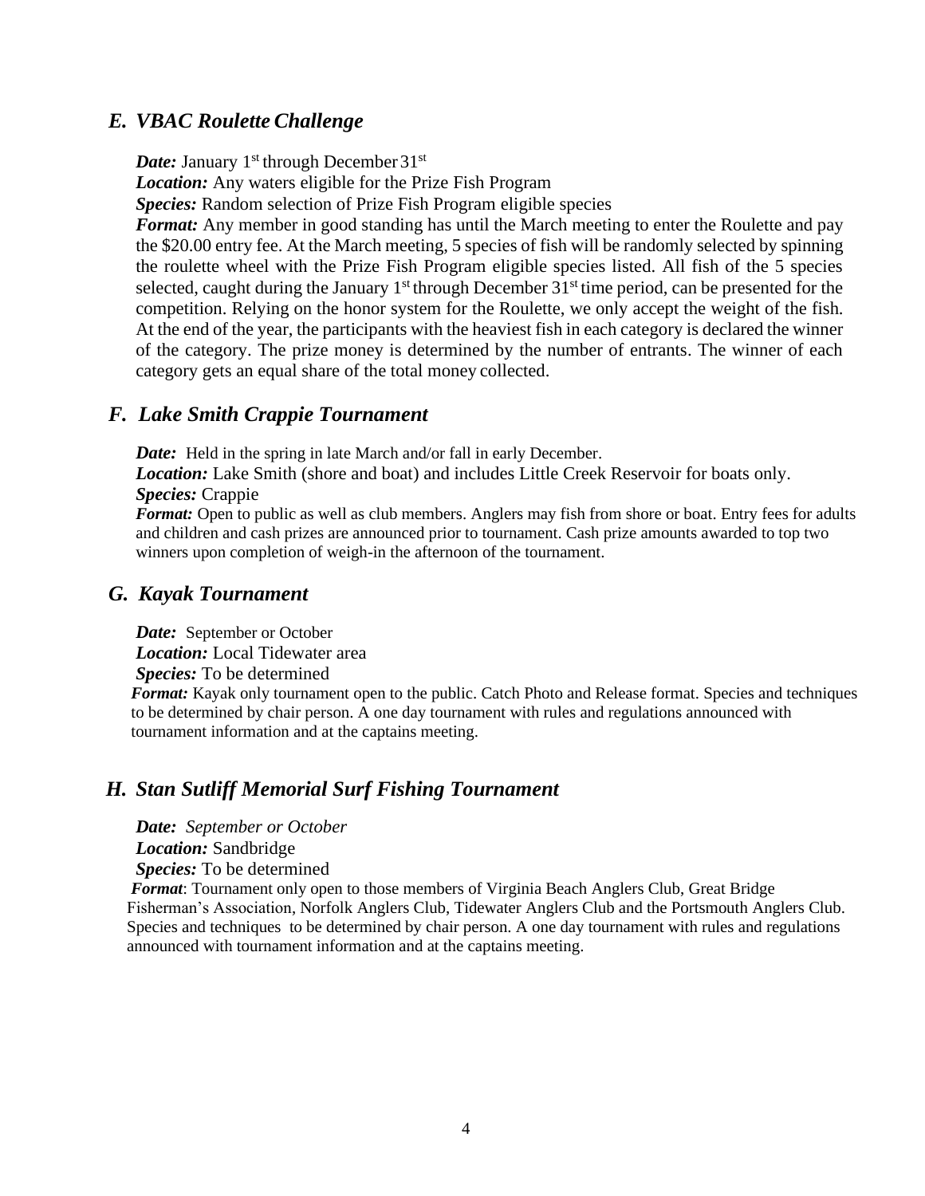### *E. VBAC Roulette Challenge*

***Date:*** January 1st through December 31st
***Location:*** Any waters eligible for the Prize Fish Program
***Species:*** Random selection of Prize Fish Program eligible species
***Format:*** Any member in good standing has until the March meeting to enter the Roulette and pay the $20.00 entry fee. At the March meeting, 5 species of fish will be randomly selected by spinning the roulette wheel with the Prize Fish Program eligible species listed. All fish of the 5 species selected, caught during the January 1st through December 31st time period, can be presented for the competition. Relying on the honor system for the Roulette, we only accept the weight of the fish. At the end of the year, the participants with the heaviest fish in each category is declared the winner of the category. The prize money is determined by the number of entrants. The winner of each category gets an equal share of the total money collected.

### *F. Lake Smith Crappie Tournament*

***Date:*** Held in the spring in late March and/or fall in early December.
***Location:*** Lake Smith (shore and boat) and includes Little Creek Reservoir for boats only.
***Species:*** Crappie
***Format:*** Open to public as well as club members. Anglers may fish from shore or boat. Entry fees for adults and children and cash prizes are announced prior to tournament. Cash prize amounts awarded to top two winners upon completion of weigh-in the afternoon of the tournament.

### *G. Kayak Tournament*

***Date:*** September or October
***Location:*** Local Tidewater area
***Species:*** To be determined
***Format:*** Kayak only tournament open to the public. Catch Photo and Release format. Species and techniques to be determined by chair person. A one day tournament with rules and regulations announced with tournament information and at the captains meeting.

### *H. Stan Sutliff Memorial Surf Fishing Tournament*

***Date:*** *September or October*
***Location:*** Sandbridge
***Species:*** To be determined
***Format***: Tournament only open to those members of Virginia Beach Anglers Club, Great Bridge Fisherman's Association, Norfolk Anglers Club, Tidewater Anglers Club and the Portsmouth Anglers Club. Species and techniques to be determined by chair person. A one day tournament with rules and regulations announced with tournament information and at the captains meeting.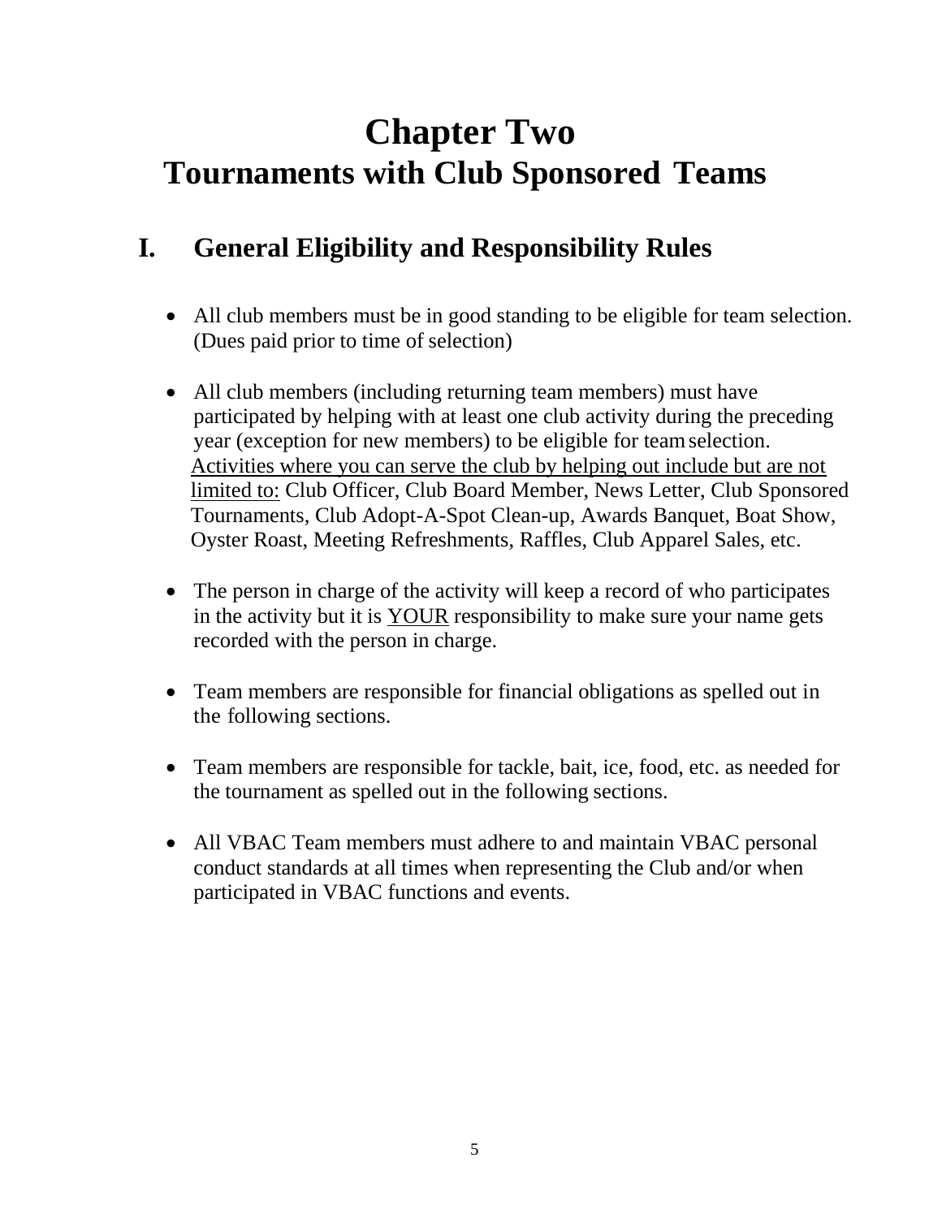# Chapter Two
# Tournaments with Club Sponsored Teams

## I. General Eligibility and Responsibility Rules

- All club members must be in good standing to be eligible for team selection. (Dues paid prior to time of selection)

- All club members (including returning team members) must have participated by helping with at least one club activity during the preceding year (exception for new members) to be eligible for team selection. <u>Activities where you can serve the club by helping out include but are not limited to:</u> Club Officer, Club Board Member, News Letter, Club Sponsored Tournaments, Club Adopt-A-Spot Clean-up, Awards Banquet, Boat Show, Oyster Roast, Meeting Refreshments, Raffles, Club Apparel Sales, etc.

- The person in charge of the activity will keep a record of who participates in the activity but it is <u>YOUR</u> responsibility to make sure your name gets recorded with the person in charge.

- Team members are responsible for financial obligations as spelled out in the following sections.

- Team members are responsible for tackle, bait, ice, food, etc. as needed for the tournament as spelled out in the following sections.

- All VBAC Team members must adhere to and maintain VBAC personal conduct standards at all times when representing the Club and/or when participated in VBAC functions and events.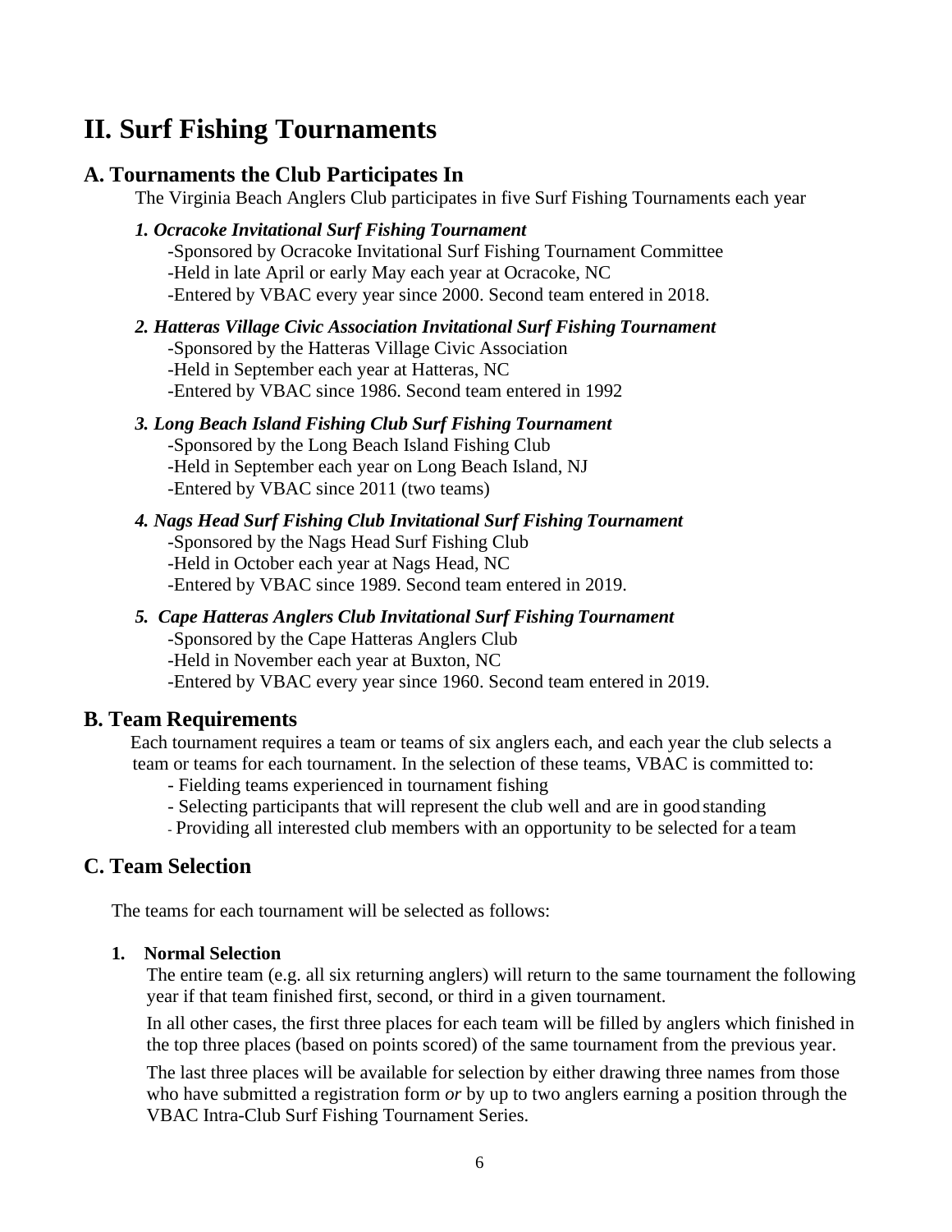# II. Surf Fishing Tournaments

## A. Tournaments the Club Participates In

The Virginia Beach Anglers Club participates in five Surf Fishing Tournaments each year

### *1. Ocracoke Invitational Surf Fishing Tournament*

-Sponsored by Ocracoke Invitational Surf Fishing Tournament Committee
-Held in late April or early May each year at Ocracoke, NC
-Entered by VBAC every year since 2000. Second team entered in 2018.

### *2. Hatteras Village Civic Association Invitational Surf Fishing Tournament*

-Sponsored by the Hatteras Village Civic Association
-Held in September each year at Hatteras, NC
-Entered by VBAC since 1986. Second team entered in 1992

### *3. Long Beach Island Fishing Club Surf Fishing Tournament*

-Sponsored by the Long Beach Island Fishing Club
-Held in September each year on Long Beach Island, NJ
-Entered by VBAC since 2011 (two teams)

### *4. Nags Head Surf Fishing Club Invitational Surf Fishing Tournament*

-Sponsored by the Nags Head Surf Fishing Club
-Held in October each year at Nags Head, NC
-Entered by VBAC since 1989. Second team entered in 2019.

### *5. Cape Hatteras Anglers Club Invitational Surf Fishing Tournament*

-Sponsored by the Cape Hatteras Anglers Club
-Held in November each year at Buxton, NC
-Entered by VBAC every year since 1960. Second team entered in 2019.

## B. Team Requirements

Each tournament requires a team or teams of six anglers each, and each year the club selects a team or teams for each tournament. In the selection of these teams, VBAC is committed to:

- Fielding teams experienced in tournament fishing
- Selecting participants that will represent the club well and are in good standing
- Providing all interested club members with an opportunity to be selected for a team

## C. Team Selection

The teams for each tournament will be selected as follows:

**1. Normal Selection**

The entire team (e.g. all six returning anglers) will return to the same tournament the following year if that team finished first, second, or third in a given tournament.

In all other cases, the first three places for each team will be filled by anglers which finished in the top three places (based on points scored) of the same tournament from the previous year.

The last three places will be available for selection by either drawing three names from those who have submitted a registration form *or* by up to two anglers earning a position through the VBAC Intra-Club Surf Fishing Tournament Series.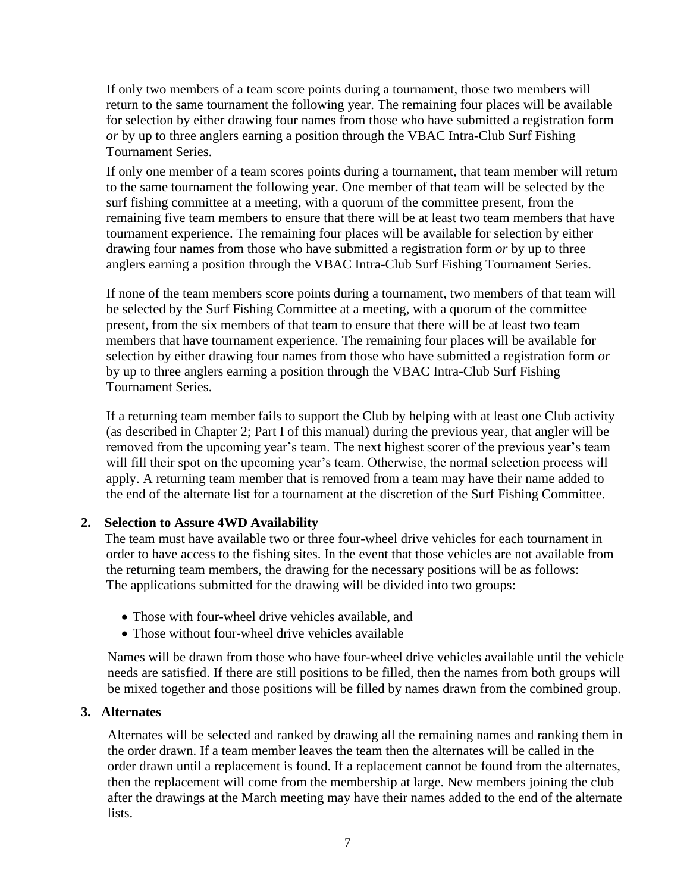If only two members of a team score points during a tournament, those two members will return to the same tournament the following year. The remaining four places will be available for selection by either drawing four names from those who have submitted a registration form *or* by up to three anglers earning a position through the VBAC Intra-Club Surf Fishing Tournament Series.

If only one member of a team scores points during a tournament, that team member will return to the same tournament the following year. One member of that team will be selected by the surf fishing committee at a meeting, with a quorum of the committee present, from the remaining five team members to ensure that there will be at least two team members that have tournament experience. The remaining four places will be available for selection by either drawing four names from those who have submitted a registration form *or* by up to three anglers earning a position through the VBAC Intra-Club Surf Fishing Tournament Series.

If none of the team members score points during a tournament, two members of that team will be selected by the Surf Fishing Committee at a meeting, with a quorum of the committee present, from the six members of that team to ensure that there will be at least two team members that have tournament experience. The remaining four places will be available for selection by either drawing four names from those who have submitted a registration form *or* by up to three anglers earning a position through the VBAC Intra-Club Surf Fishing Tournament Series.

If a returning team member fails to support the Club by helping with at least one Club activity (as described in Chapter 2; Part I of this manual) during the previous year, that angler will be removed from the upcoming year's team. The next highest scorer of the previous year's team will fill their spot on the upcoming year's team. Otherwise, the normal selection process will apply. A returning team member that is removed from a team may have their name added to the end of the alternate list for a tournament at the discretion of the Surf Fishing Committee.

**2. Selection to Assure 4WD Availability**

The team must have available two or three four-wheel drive vehicles for each tournament in order to have access to the fishing sites. In the event that those vehicles are not available from the returning team members, the drawing for the necessary positions will be as follows: The applications submitted for the drawing will be divided into two groups:

- Those with four-wheel drive vehicles available, and
- Those without four-wheel drive vehicles available

Names will be drawn from those who have four-wheel drive vehicles available until the vehicle needs are satisfied. If there are still positions to be filled, then the names from both groups will be mixed together and those positions will be filled by names drawn from the combined group.

**3. Alternates**

Alternates will be selected and ranked by drawing all the remaining names and ranking them in the order drawn. If a team member leaves the team then the alternates will be called in the order drawn until a replacement is found. If a replacement cannot be found from the alternates, then the replacement will come from the membership at large. New members joining the club after the drawings at the March meeting may have their names added to the end of the alternate lists.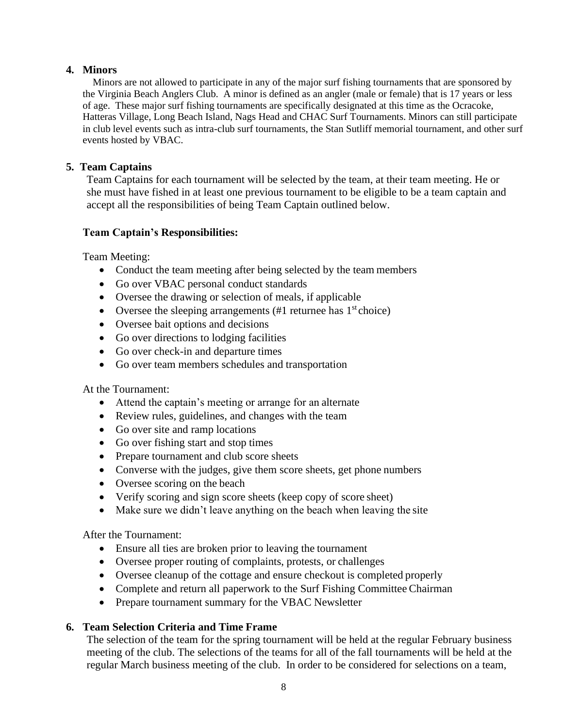## 4. Minors

Minors are not allowed to participate in any of the major surf fishing tournaments that are sponsored by the Virginia Beach Anglers Club. A minor is defined as an angler (male or female) that is 17 years or less of age. These major surf fishing tournaments are specifically designated at this time as the Ocracoke, Hatteras Village, Long Beach Island, Nags Head and CHAC Surf Tournaments. Minors can still participate in club level events such as intra-club surf tournaments, the Stan Sutliff memorial tournament, and other surf events hosted by VBAC.

## 5. Team Captains

Team Captains for each tournament will be selected by the team, at their team meeting. He or she must have fished in at least one previous tournament to be eligible to be a team captain and accept all the responsibilities of being Team Captain outlined below.

### Team Captain's Responsibilities:

Team Meeting:

- Conduct the team meeting after being selected by the team members
- Go over VBAC personal conduct standards
- Oversee the drawing or selection of meals, if applicable
- Oversee the sleeping arrangements (#1 returnee has 1st choice)
- Oversee bait options and decisions
- Go over directions to lodging facilities
- Go over check-in and departure times
- Go over team members schedules and transportation

At the Tournament:

- Attend the captain's meeting or arrange for an alternate
- Review rules, guidelines, and changes with the team
- Go over site and ramp locations
- Go over fishing start and stop times
- Prepare tournament and club score sheets
- Converse with the judges, give them score sheets, get phone numbers
- Oversee scoring on the beach
- Verify scoring and sign score sheets (keep copy of score sheet)
- Make sure we didn't leave anything on the beach when leaving the site

After the Tournament:

- Ensure all ties are broken prior to leaving the tournament
- Oversee proper routing of complaints, protests, or challenges
- Oversee cleanup of the cottage and ensure checkout is completed properly
- Complete and return all paperwork to the Surf Fishing Committee Chairman
- Prepare tournament summary for the VBAC Newsletter

## 6. Team Selection Criteria and Time Frame

The selection of the team for the spring tournament will be held at the regular February business meeting of the club. The selections of the teams for all of the fall tournaments will be held at the regular March business meeting of the club. In order to be considered for selections on a team,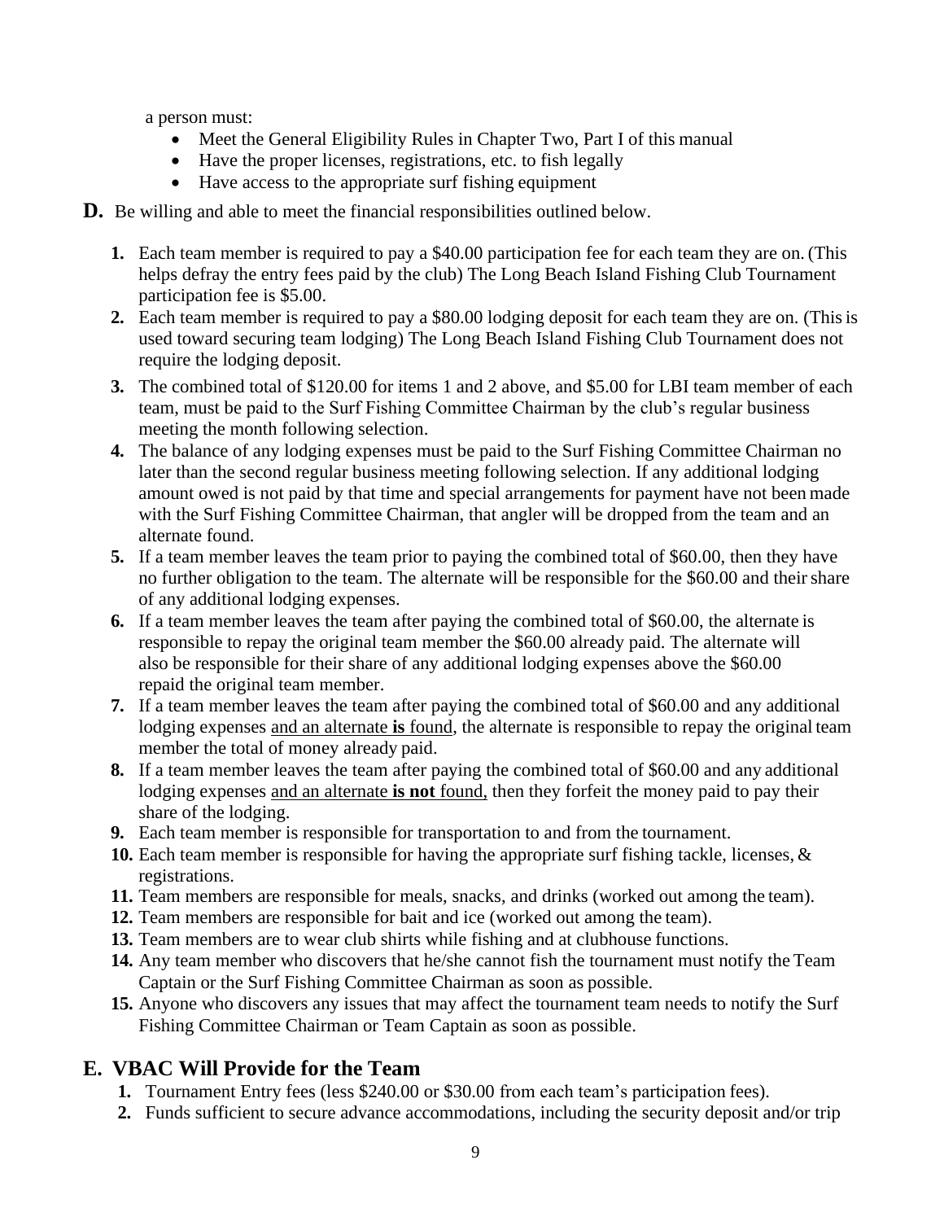a person must:

- Meet the General Eligibility Rules in Chapter Two, Part I of this manual
- Have the proper licenses, registrations, etc. to fish legally
- Have access to the appropriate surf fishing equipment

**D.** Be willing and able to meet the financial responsibilities outlined below.

1. Each team member is required to pay a $40.00 participation fee for each team they are on. (This helps defray the entry fees paid by the club) The Long Beach Island Fishing Club Tournament participation fee is $5.00.
2. Each team member is required to pay a $80.00 lodging deposit for each team they are on. (This is used toward securing team lodging) The Long Beach Island Fishing Club Tournament does not require the lodging deposit.
3. The combined total of $120.00 for items 1 and 2 above, and $5.00 for LBI team member of each team, must be paid to the Surf Fishing Committee Chairman by the club's regular business meeting the month following selection.
4. The balance of any lodging expenses must be paid to the Surf Fishing Committee Chairman no later than the second regular business meeting following selection. If any additional lodging amount owed is not paid by that time and special arrangements for payment have not been made with the Surf Fishing Committee Chairman, that angler will be dropped from the team and an alternate found.
5. If a team member leaves the team prior to paying the combined total of $60.00, then they have no further obligation to the team. The alternate will be responsible for the $60.00 and their share of any additional lodging expenses.
6. If a team member leaves the team after paying the combined total of $60.00, the alternate is responsible to repay the original team member the $60.00 already paid. The alternate will also be responsible for their share of any additional lodging expenses above the $60.00 repaid the original team member.
7. If a team member leaves the team after paying the combined total of $60.00 and any additional lodging expenses <u>and an alternate **is** found</u>, the alternate is responsible to repay the original team member the total of money already paid.
8. If a team member leaves the team after paying the combined total of $60.00 and any additional lodging expenses <u>and an alternate **is not** found,</u> then they forfeit the money paid to pay their share of the lodging.
9. Each team member is responsible for transportation to and from the tournament.
10. Each team member is responsible for having the appropriate surf fishing tackle, licenses, & registrations.
11. Team members are responsible for meals, snacks, and drinks (worked out among the team).
12. Team members are responsible for bait and ice (worked out among the team).
13. Team members are to wear club shirts while fishing and at clubhouse functions.
14. Any team member who discovers that he/she cannot fish the tournament must notify the Team Captain or the Surf Fishing Committee Chairman as soon as possible.
15. Anyone who discovers any issues that may affect the tournament team needs to notify the Surf Fishing Committee Chairman or Team Captain as soon as possible.

## E. VBAC Will Provide for the Team

1. Tournament Entry fees (less $240.00 or $30.00 from each team's participation fees).
2. Funds sufficient to secure advance accommodations, including the security deposit and/or trip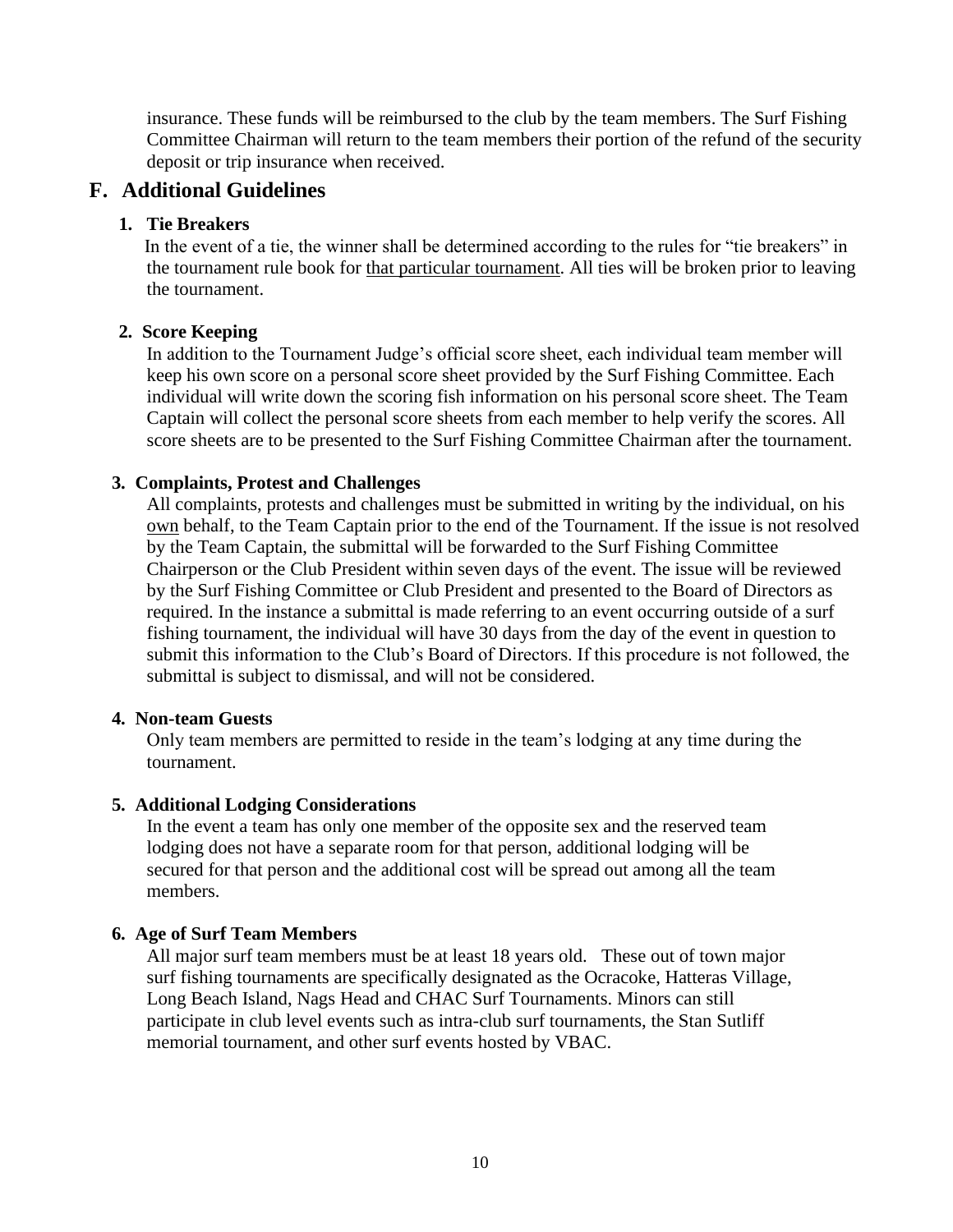insurance. These funds will be reimbursed to the club by the team members. The Surf Fishing Committee Chairman will return to the team members their portion of the refund of the security deposit or trip insurance when received.

## F. Additional Guidelines

### 1. Tie Breakers

In the event of a tie, the winner shall be determined according to the rules for "tie breakers" in the tournament rule book for <u>that particular tournament</u>. All ties will be broken prior to leaving the tournament.

### 2. Score Keeping

In addition to the Tournament Judge's official score sheet, each individual team member will keep his own score on a personal score sheet provided by the Surf Fishing Committee. Each individual will write down the scoring fish information on his personal score sheet. The Team Captain will collect the personal score sheets from each member to help verify the scores. All score sheets are to be presented to the Surf Fishing Committee Chairman after the tournament.

### 3. Complaints, Protest and Challenges

All complaints, protests and challenges must be submitted in writing by the individual, on his <u>own</u> behalf, to the Team Captain prior to the end of the Tournament. If the issue is not resolved by the Team Captain, the submittal will be forwarded to the Surf Fishing Committee Chairperson or the Club President within seven days of the event. The issue will be reviewed by the Surf Fishing Committee or Club President and presented to the Board of Directors as required. In the instance a submittal is made referring to an event occurring outside of a surf fishing tournament, the individual will have 30 days from the day of the event in question to submit this information to the Club's Board of Directors. If this procedure is not followed, the submittal is subject to dismissal, and will not be considered.

### 4. Non-team Guests

Only team members are permitted to reside in the team's lodging at any time during the tournament.

### 5. Additional Lodging Considerations

In the event a team has only one member of the opposite sex and the reserved team lodging does not have a separate room for that person, additional lodging will be secured for that person and the additional cost will be spread out among all the team members.

### 6. Age of Surf Team Members

All major surf team members must be at least 18 years old. These out of town major surf fishing tournaments are specifically designated as the Ocracoke, Hatteras Village, Long Beach Island, Nags Head and CHAC Surf Tournaments. Minors can still participate in club level events such as intra-club surf tournaments, the Stan Sutliff memorial tournament, and other surf events hosted by VBAC.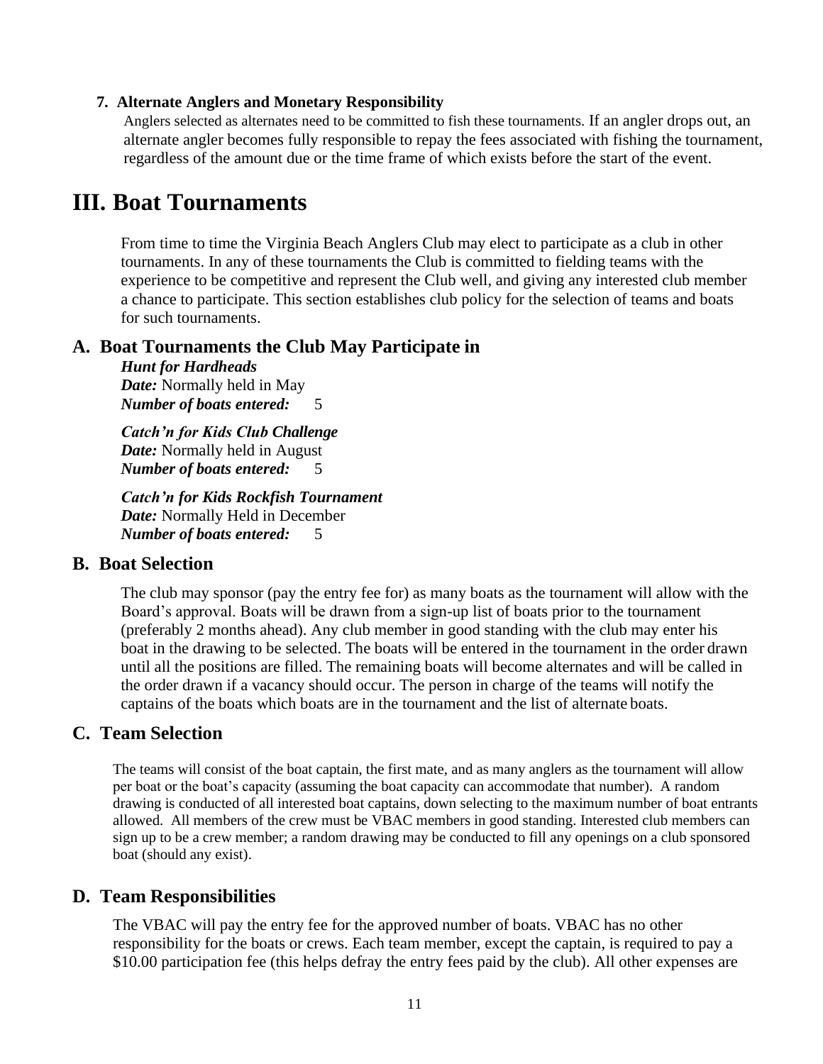### 7. Alternate Anglers and Monetary Responsibility

Anglers selected as alternates need to be committed to fish these tournaments. If an angler drops out, an alternate angler becomes fully responsible to repay the fees associated with fishing the tournament, regardless of the amount due or the time frame of which exists before the start of the event.

# III. Boat Tournaments

From time to time the Virginia Beach Anglers Club may elect to participate as a club in other tournaments. In any of these tournaments the Club is committed to fielding teams with the experience to be competitive and represent the Club well, and giving any interested club member a chance to participate. This section establishes club policy for the selection of teams and boats for such tournaments.

## A. Boat Tournaments the Club May Participate in

***Hunt for Hardheads***
***Date:*** Normally held in May
***Number of boats entered:*** 5

***Catch'n for Kids Club Challenge***
***Date:*** Normally held in August
***Number of boats entered:*** 5

***Catch'n for Kids Rockfish Tournament***
***Date:*** Normally Held in December
***Number of boats entered:*** 5

## B. Boat Selection

The club may sponsor (pay the entry fee for) as many boats as the tournament will allow with the Board's approval. Boats will be drawn from a sign-up list of boats prior to the tournament (preferably 2 months ahead). Any club member in good standing with the club may enter his boat in the drawing to be selected. The boats will be entered in the tournament in the order drawn until all the positions are filled. The remaining boats will become alternates and will be called in the order drawn if a vacancy should occur. The person in charge of the teams will notify the captains of the boats which boats are in the tournament and the list of alternate boats.

## C. Team Selection

The teams will consist of the boat captain, the first mate, and as many anglers as the tournament will allow per boat or the boat's capacity (assuming the boat capacity can accommodate that number). A random drawing is conducted of all interested boat captains, down selecting to the maximum number of boat entrants allowed. All members of the crew must be VBAC members in good standing. Interested club members can sign up to be a crew member; a random drawing may be conducted to fill any openings on a club sponsored boat (should any exist).

## D. Team Responsibilities

The VBAC will pay the entry fee for the approved number of boats. VBAC has no other responsibility for the boats or crews. Each team member, except the captain, is required to pay a $10.00 participation fee (this helps defray the entry fees paid by the club). All other expenses are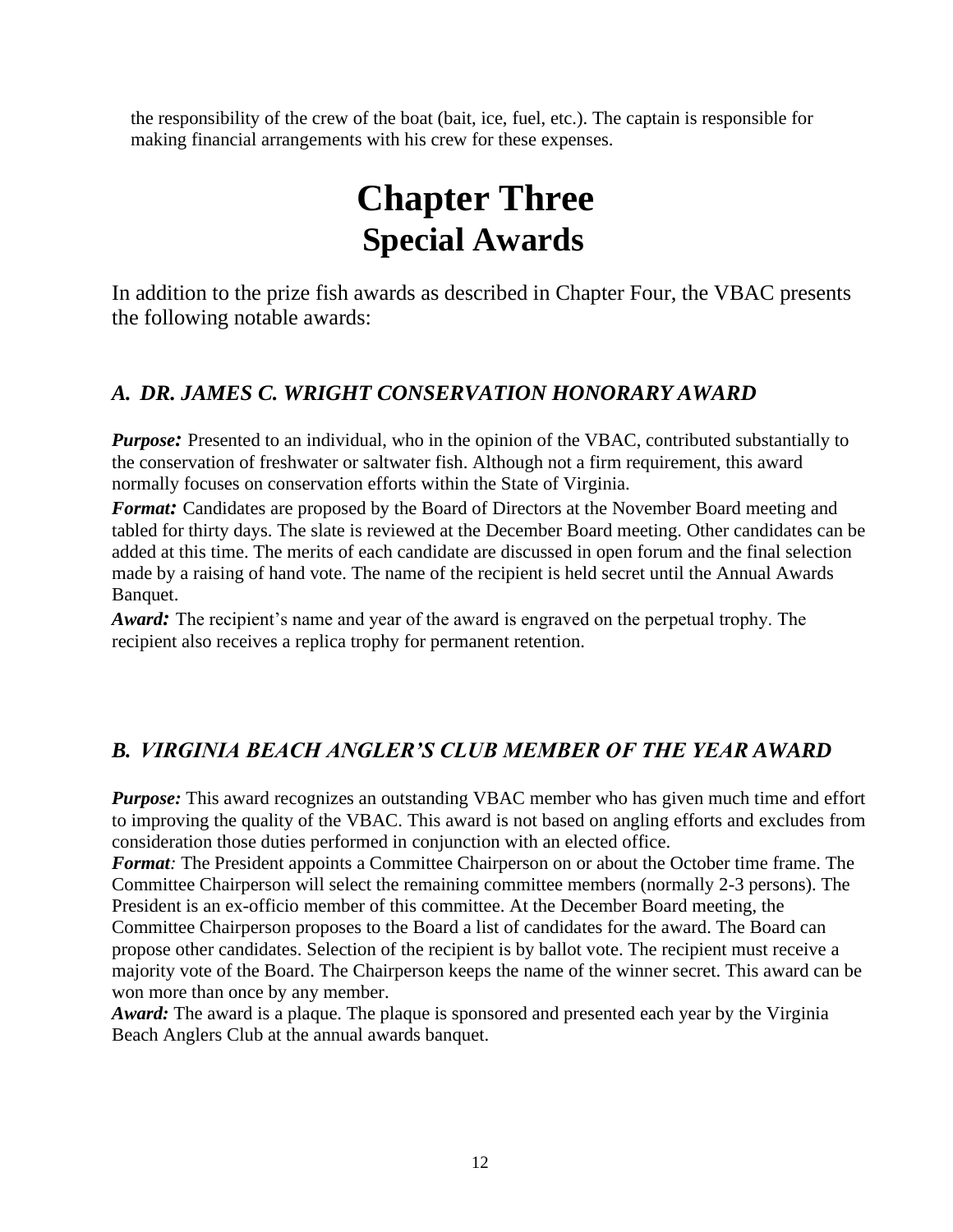the responsibility of the crew of the boat (bait, ice, fuel, etc.). The captain is responsible for making financial arrangements with his crew for these expenses.

# Chapter Three
## Special Awards

In addition to the prize fish awards as described in Chapter Four, the VBAC presents the following notable awards:

### *A. DR. JAMES C. WRIGHT CONSERVATION HONORARY AWARD*

***Purpose:*** Presented to an individual, who in the opinion of the VBAC, contributed substantially to the conservation of freshwater or saltwater fish. Although not a firm requirement, this award normally focuses on conservation efforts within the State of Virginia.

***Format:*** Candidates are proposed by the Board of Directors at the November Board meeting and tabled for thirty days. The slate is reviewed at the December Board meeting. Other candidates can be added at this time. The merits of each candidate are discussed in open forum and the final selection made by a raising of hand vote. The name of the recipient is held secret until the Annual Awards Banquet.

***Award:*** The recipient's name and year of the award is engraved on the perpetual trophy. The recipient also receives a replica trophy for permanent retention.

### *B. VIRGINIA BEACH ANGLER'S CLUB MEMBER OF THE YEAR AWARD*

***Purpose:*** This award recognizes an outstanding VBAC member who has given much time and effort to improving the quality of the VBAC. This award is not based on angling efforts and excludes from consideration those duties performed in conjunction with an elected office.

***Format:*** The President appoints a Committee Chairperson on or about the October time frame. The Committee Chairperson will select the remaining committee members (normally 2-3 persons). The President is an ex-officio member of this committee. At the December Board meeting, the Committee Chairperson proposes to the Board a list of candidates for the award. The Board can propose other candidates. Selection of the recipient is by ballot vote. The recipient must receive a majority vote of the Board. The Chairperson keeps the name of the winner secret. This award can be won more than once by any member.

***Award:*** The award is a plaque. The plaque is sponsored and presented each year by the Virginia Beach Anglers Club at the annual awards banquet.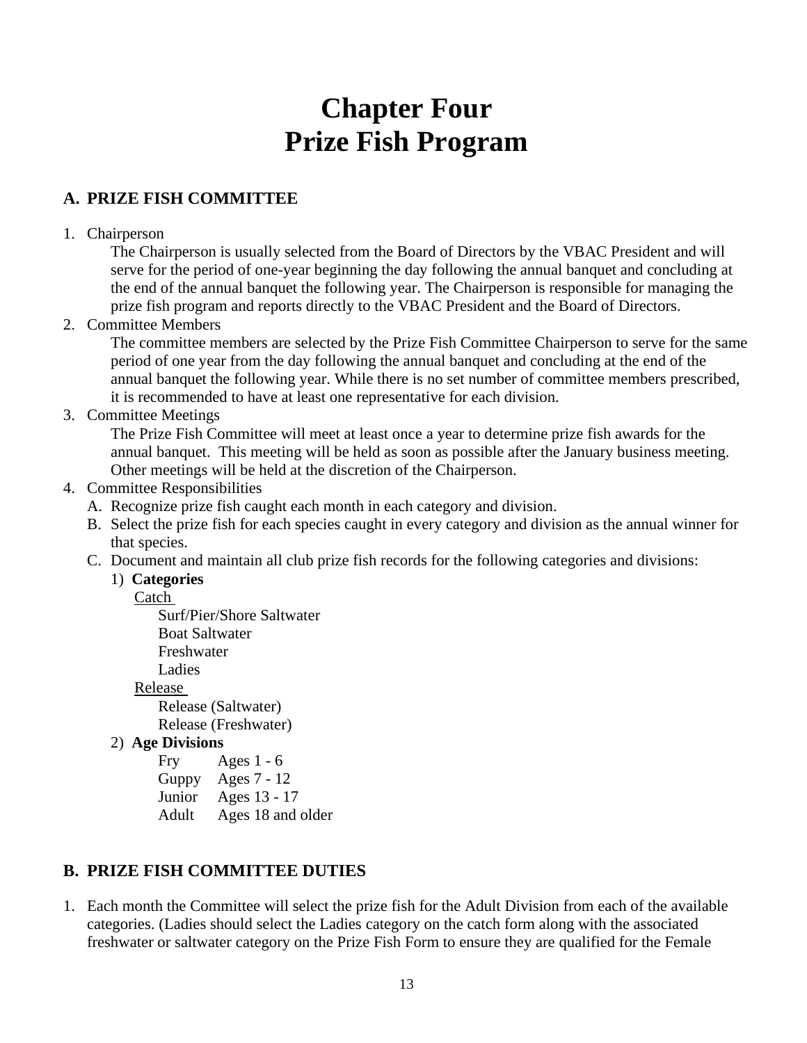# Chapter Four
# Prize Fish Program

## A. PRIZE FISH COMMITTEE

1. Chairperson

   The Chairperson is usually selected from the Board of Directors by the VBAC President and will serve for the period of one-year beginning the day following the annual banquet and concluding at the end of the annual banquet the following year. The Chairperson is responsible for managing the prize fish program and reports directly to the VBAC President and the Board of Directors.

2. Committee Members

   The committee members are selected by the Prize Fish Committee Chairperson to serve for the same period of one year from the day following the annual banquet and concluding at the end of the annual banquet the following year. While there is no set number of committee members prescribed, it is recommended to have at least one representative for each division.

3. Committee Meetings

   The Prize Fish Committee will meet at least once a year to determine prize fish awards for the annual banquet. This meeting will be held as soon as possible after the January business meeting. Other meetings will be held at the discretion of the Chairperson.

4. Committee Responsibilities

   A. Recognize prize fish caught each month in each category and division.

   B. Select the prize fish for each species caught in every category and division as the annual winner for that species.

   C. Document and maintain all club prize fish records for the following categories and divisions:

      1) **Categories**

         Catch
         - Surf/Pier/Shore Saltwater
         - Boat Saltwater
         - Freshwater
         - Ladies

         Release
         - Release (Saltwater)
         - Release (Freshwater)

      2) **Age Divisions**

         | | |
         |---|---|
         | Fry | Ages 1 - 6 |
         | Guppy | Ages 7 - 12 |
         | Junior | Ages 13 - 17 |
         | Adult | Ages 18 and older |

## B. PRIZE FISH COMMITTEE DUTIES

1. Each month the Committee will select the prize fish for the Adult Division from each of the available categories. (Ladies should select the Ladies category on the catch form along with the associated freshwater or saltwater category on the Prize Fish Form to ensure they are qualified for the Female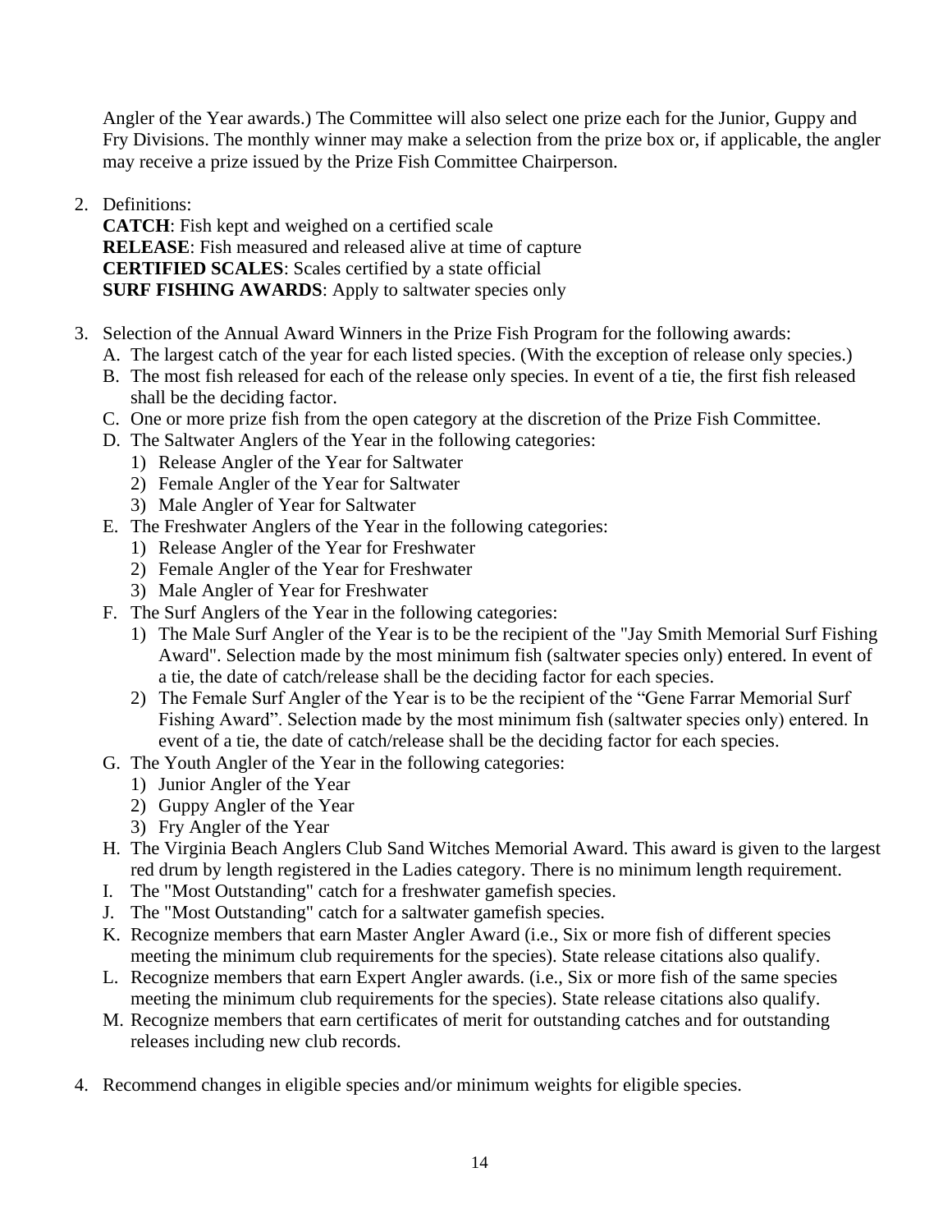Angler of the Year awards.) The Committee will also select one prize each for the Junior, Guppy and Fry Divisions. The monthly winner may make a selection from the prize box or, if applicable, the angler may receive a prize issued by the Prize Fish Committee Chairperson.

2. Definitions:
   **CATCH**: Fish kept and weighed on a certified scale
   **RELEASE**: Fish measured and released alive at time of capture
   **CERTIFIED SCALES**: Scales certified by a state official
   **SURF FISHING AWARDS**: Apply to saltwater species only

3. Selection of the Annual Award Winners in the Prize Fish Program for the following awards:
   A. The largest catch of the year for each listed species. (With the exception of release only species.)
   B. The most fish released for each of the release only species. In event of a tie, the first fish released shall be the deciding factor.
   C. One or more prize fish from the open category at the discretion of the Prize Fish Committee.
   D. The Saltwater Anglers of the Year in the following categories:
      1) Release Angler of the Year for Saltwater
      2) Female Angler of the Year for Saltwater
      3) Male Angler of Year for Saltwater
   E. The Freshwater Anglers of the Year in the following categories:
      1) Release Angler of the Year for Freshwater
      2) Female Angler of the Year for Freshwater
      3) Male Angler of Year for Freshwater
   F. The Surf Anglers of the Year in the following categories:
      1) The Male Surf Angler of the Year is to be the recipient of the "Jay Smith Memorial Surf Fishing Award". Selection made by the most minimum fish (saltwater species only) entered. In event of a tie, the date of catch/release shall be the deciding factor for each species.
      2) The Female Surf Angler of the Year is to be the recipient of the "Gene Farrar Memorial Surf Fishing Award". Selection made by the most minimum fish (saltwater species only) entered. In event of a tie, the date of catch/release shall be the deciding factor for each species.
   G. The Youth Angler of the Year in the following categories:
      1) Junior Angler of the Year
      2) Guppy Angler of the Year
      3) Fry Angler of the Year
   H. The Virginia Beach Anglers Club Sand Witches Memorial Award. This award is given to the largest red drum by length registered in the Ladies category. There is no minimum length requirement.
   I. The "Most Outstanding" catch for a freshwater gamefish species.
   J. The "Most Outstanding" catch for a saltwater gamefish species.
   K. Recognize members that earn Master Angler Award (i.e., Six or more fish of different species meeting the minimum club requirements for the species). State release citations also qualify.
   L. Recognize members that earn Expert Angler awards. (i.e., Six or more fish of the same species meeting the minimum club requirements for the species). State release citations also qualify.
   M. Recognize members that earn certificates of merit for outstanding catches and for outstanding releases including new club records.

4. Recommend changes in eligible species and/or minimum weights for eligible species.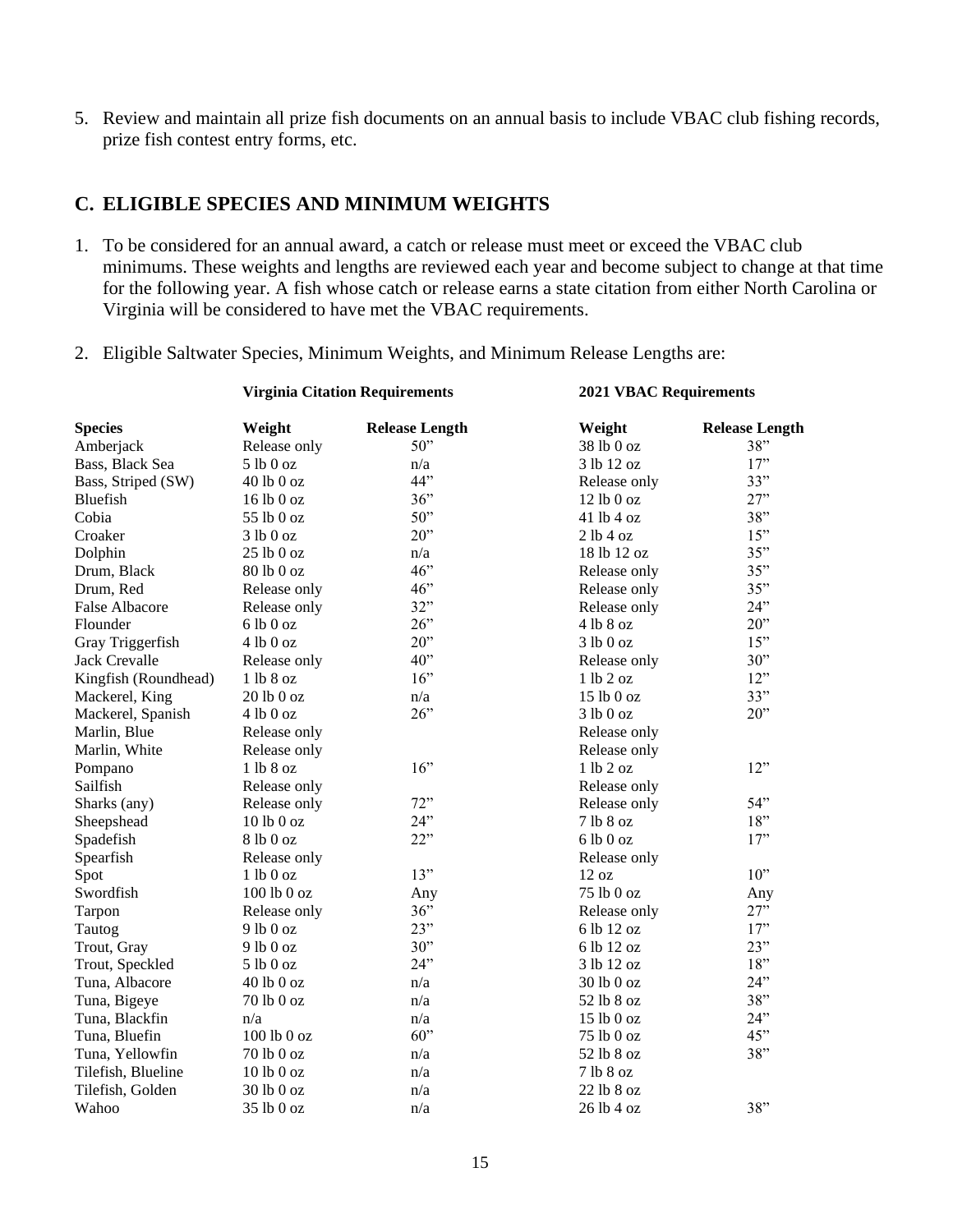5. Review and maintain all prize fish documents on an annual basis to include VBAC club fishing records, prize fish contest entry forms, etc.

## C. ELIGIBLE SPECIES AND MINIMUM WEIGHTS

1. To be considered for an annual award, a catch or release must meet or exceed the VBAC club minimums. These weights and lengths are reviewed each year and become subject to change at that time for the following year. A fish whose catch or release earns a state citation from either North Carolina or Virginia will be considered to have met the VBAC requirements.

2. Eligible Saltwater Species, Minimum Weights, and Minimum Release Lengths are:

| | **Virginia Citation Requirements** | | **2021 VBAC Requirements** | |
|---|---|---|---|---|
| **Species** | **Weight** | **Release Length** | **Weight** | **Release Length** |
| Amberjack | Release only | 50" | 38 lb 0 oz | 38" |
| Bass, Black Sea | 5 lb 0 oz | n/a | 3 lb 12 oz | 17" |
| Bass, Striped (SW) | 40 lb 0 oz | 44" | Release only | 33" |
| Bluefish | 16 lb 0 oz | 36" | 12 lb 0 oz | 27" |
| Cobia | 55 lb 0 oz | 50" | 41 lb 4 oz | 38" |
| Croaker | 3 lb 0 oz | 20" | 2 lb 4 oz | 15" |
| Dolphin | 25 lb 0 oz | n/a | 18 lb 12 oz | 35" |
| Drum, Black | 80 lb 0 oz | 46" | Release only | 35" |
| Drum, Red | Release only | 46" | Release only | 35" |
| False Albacore | Release only | 32" | Release only | 24" |
| Flounder | 6 lb 0 oz | 26" | 4 lb 8 oz | 20" |
| Gray Triggerfish | 4 lb 0 oz | 20" | 3 lb 0 oz | 15" |
| Jack Crevalle | Release only | 40" | Release only | 30" |
| Kingfish (Roundhead) | 1 lb 8 oz | 16" | 1 lb 2 oz | 12" |
| Mackerel, King | 20 lb 0 oz | n/a | 15 lb 0 oz | 33" |
| Mackerel, Spanish | 4 lb 0 oz | 26" | 3 lb 0 oz | 20" |
| Marlin, Blue | Release only | | Release only | |
| Marlin, White | Release only | | Release only | |
| Pompano | 1 lb 8 oz | 16" | 1 lb 2 oz | 12" |
| Sailfish | Release only | | Release only | |
| Sharks (any) | Release only | 72" | Release only | 54" |
| Sheepshead | 10 lb 0 oz | 24" | 7 lb 8 oz | 18" |
| Spadefish | 8 lb 0 oz | 22" | 6 lb 0 oz | 17" |
| Spearfish | Release only | | Release only | |
| Spot | 1 lb 0 oz | 13" | 12 oz | 10" |
| Swordfish | 100 lb 0 oz | Any | 75 lb 0 oz | Any |
| Tarpon | Release only | 36" | Release only | 27" |
| Tautog | 9 lb 0 oz | 23" | 6 lb 12 oz | 17" |
| Trout, Gray | 9 lb 0 oz | 30" | 6 lb 12 oz | 23" |
| Trout, Speckled | 5 lb 0 oz | 24" | 3 lb 12 oz | 18" |
| Tuna, Albacore | 40 lb 0 oz | n/a | 30 lb 0 oz | 24" |
| Tuna, Bigeye | 70 lb 0 oz | n/a | 52 lb 8 oz | 38" |
| Tuna, Blackfin | n/a | n/a | 15 lb 0 oz | 24" |
| Tuna, Bluefin | 100 lb 0 oz | 60" | 75 lb 0 oz | 45" |
| Tuna, Yellowfin | 70 lb 0 oz | n/a | 52 lb 8 oz | 38" |
| Tilefish, Blueline | 10 lb 0 oz | n/a | 7 lb 8 oz | |
| Tilefish, Golden | 30 lb 0 oz | n/a | 22 lb 8 oz | |
| Wahoo | 35 lb 0 oz | n/a | 26 lb 4 oz | 38" |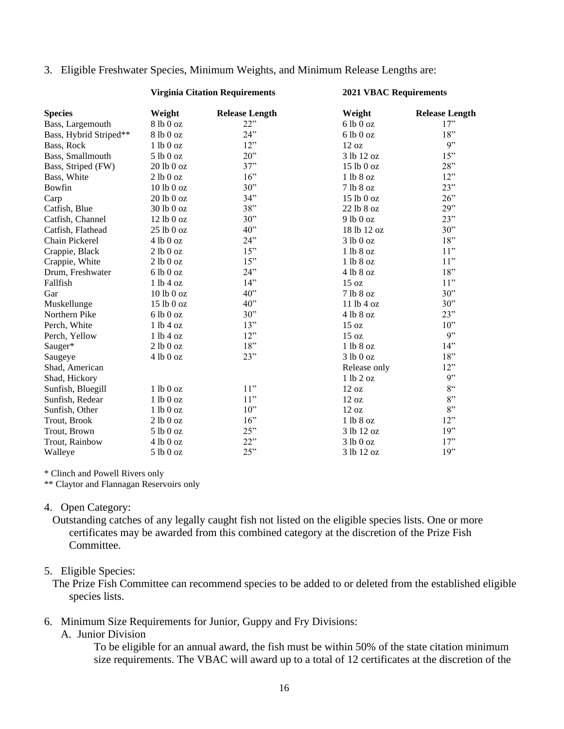3. Eligible Freshwater Species, Minimum Weights, and Minimum Release Lengths are:

| | Virginia Citation Requirements | | 2021 VBAC Requirements | |
|---|---|---|---|---|
| **Species** | **Weight** | **Release Length** | **Weight** | **Release Length** |
| Bass, Largemouth | 8 lb 0 oz | 22” | 6 lb 0 oz | 17” |
| Bass, Hybrid Striped** | 8 lb 0 oz | 24” | 6 lb 0 oz | 18” |
| Bass, Rock | 1 lb 0 oz | 12” | 12 oz | 9” |
| Bass, Smallmouth | 5 lb 0 oz | 20” | 3 lb 12 oz | 15” |
| Bass, Striped (FW) | 20 lb 0 oz | 37” | 15 lb 0 oz | 28” |
| Bass, White | 2 lb 0 oz | 16” | 1 lb 8 oz | 12” |
| Bowfin | 10 lb 0 oz | 30” | 7 lb 8 oz | 23” |
| Carp | 20 lb 0 oz | 34” | 15 lb 0 oz | 26” |
| Catfish, Blue | 30 lb 0 oz | 38” | 22 lb 8 oz | 29” |
| Catfish, Channel | 12 lb 0 oz | 30” | 9 lb 0 oz | 23” |
| Catfish, Flathead | 25 lb 0 oz | 40” | 18 lb 12 oz | 30” |
| Chain Pickerel | 4 lb 0 oz | 24” | 3 lb 0 oz | 18” |
| Crappie, Black | 2 lb 0 oz | 15” | 1 lb 8 oz | 11” |
| Crappie, White | 2 lb 0 oz | 15” | 1 lb 8 oz | 11” |
| Drum, Freshwater | 6 lb 0 oz | 24” | 4 lb 8 oz | 18” |
| Fallfish | 1 lb 4 oz | 14” | 15 oz | 11” |
| Gar | 10 lb 0 oz | 40” | 7 lb 8 oz | 30” |
| Muskellunge | 15 lb 0 oz | 40” | 11 lb 4 oz | 30” |
| Northern Pike | 6 lb 0 oz | 30” | 4 lb 8 oz | 23” |
| Perch, White | 1 lb 4 oz | 13” | 15 oz | 10” |
| Perch, Yellow | 1 lb 4 oz | 12” | 15 oz | 9” |
| Sauger* | 2 lb 0 oz | 18” | 1 lb 8 oz | 14” |
| Saugeye | 4 lb 0 oz | 23” | 3 lb 0 oz | 18” |
| Shad, American | | | Release only | 12” |
| Shad, Hickory | | | 1 lb 2 oz | 9” |
| Sunfish, Bluegill | 1 lb 0 oz | 11” | 12 oz | 8“ |
| Sunfish, Redear | 1 lb 0 oz | 11” | 12 oz | 8” |
| Sunfish, Other | 1 lb 0 oz | 10” | 12 oz | 8” |
| Trout, Brook | 2 lb 0 oz | 16” | 1 lb 8 oz | 12” |
| Trout, Brown | 5 lb 0 oz | 25” | 3 lb 12 oz | 19” |
| Trout, Rainbow | 4 lb 0 oz | 22” | 3 lb 0 oz | 17” |
| Walleye | 5 lb 0 oz | 25” | 3 lb 12 oz | 19” |

* Clinch and Powell Rivers only

** Claytor and Flannagan Reservoirs only

4. Open Category:

   Outstanding catches of any legally caught fish not listed on the eligible species lists. One or more certificates may be awarded from this combined category at the discretion of the Prize Fish Committee.

5. Eligible Species:

   The Prize Fish Committee can recommend species to be added to or deleted from the established eligible species lists.

6. Minimum Size Requirements for Junior, Guppy and Fry Divisions:

   A. Junior Division

      To be eligible for an annual award, the fish must be within 50% of the state citation minimum size requirements. The VBAC will award up to a total of 12 certificates at the discretion of the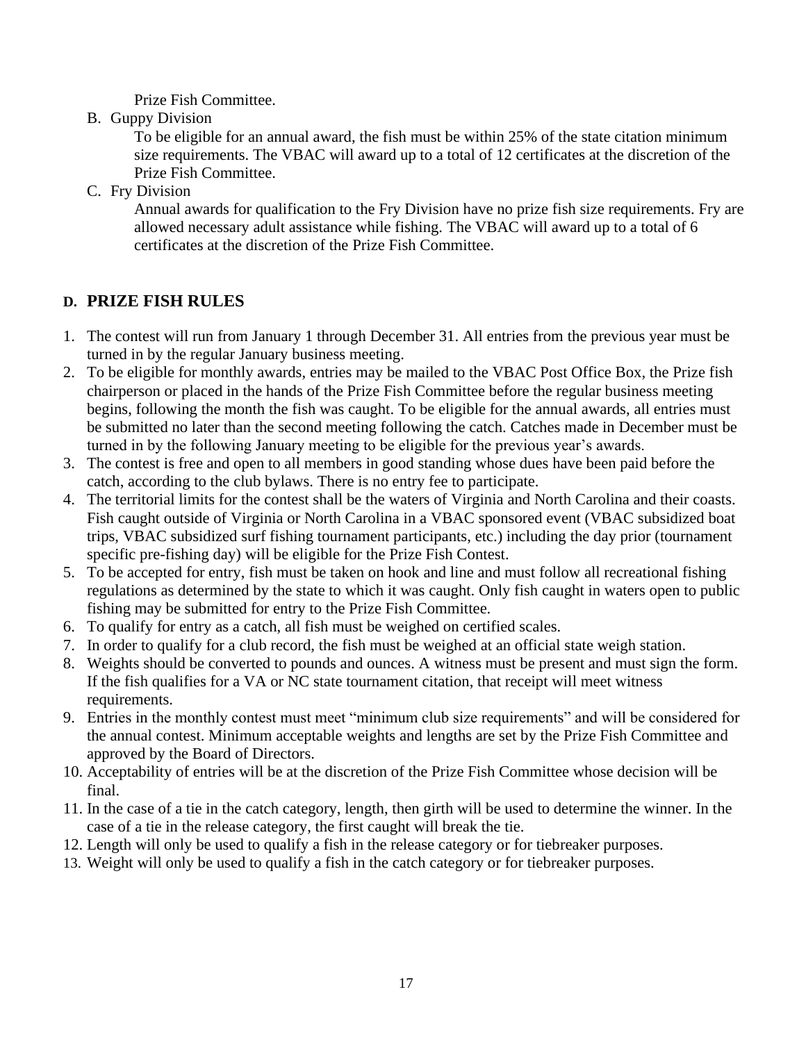Prize Fish Committee.

B. Guppy Division

To be eligible for an annual award, the fish must be within 25% of the state citation minimum size requirements. The VBAC will award up to a total of 12 certificates at the discretion of the Prize Fish Committee.

C. Fry Division

Annual awards for qualification to the Fry Division have no prize fish size requirements. Fry are allowed necessary adult assistance while fishing. The VBAC will award up to a total of 6 certificates at the discretion of the Prize Fish Committee.

## D. PRIZE FISH RULES

1. The contest will run from January 1 through December 31. All entries from the previous year must be turned in by the regular January business meeting.
2. To be eligible for monthly awards, entries may be mailed to the VBAC Post Office Box, the Prize fish chairperson or placed in the hands of the Prize Fish Committee before the regular business meeting begins, following the month the fish was caught. To be eligible for the annual awards, all entries must be submitted no later than the second meeting following the catch. Catches made in December must be turned in by the following January meeting to be eligible for the previous year's awards.
3. The contest is free and open to all members in good standing whose dues have been paid before the catch, according to the club bylaws. There is no entry fee to participate.
4. The territorial limits for the contest shall be the waters of Virginia and North Carolina and their coasts. Fish caught outside of Virginia or North Carolina in a VBAC sponsored event (VBAC subsidized boat trips, VBAC subsidized surf fishing tournament participants, etc.) including the day prior (tournament specific pre-fishing day) will be eligible for the Prize Fish Contest.
5. To be accepted for entry, fish must be taken on hook and line and must follow all recreational fishing regulations as determined by the state to which it was caught. Only fish caught in waters open to public fishing may be submitted for entry to the Prize Fish Committee.
6. To qualify for entry as a catch, all fish must be weighed on certified scales.
7. In order to qualify for a club record, the fish must be weighed at an official state weigh station.
8. Weights should be converted to pounds and ounces. A witness must be present and must sign the form. If the fish qualifies for a VA or NC state tournament citation, that receipt will meet witness requirements.
9. Entries in the monthly contest must meet "minimum club size requirements" and will be considered for the annual contest. Minimum acceptable weights and lengths are set by the Prize Fish Committee and approved by the Board of Directors.
10. Acceptability of entries will be at the discretion of the Prize Fish Committee whose decision will be final.
11. In the case of a tie in the catch category, length, then girth will be used to determine the winner. In the case of a tie in the release category, the first caught will break the tie.
12. Length will only be used to qualify a fish in the release category or for tiebreaker purposes.
13. Weight will only be used to qualify a fish in the catch category or for tiebreaker purposes.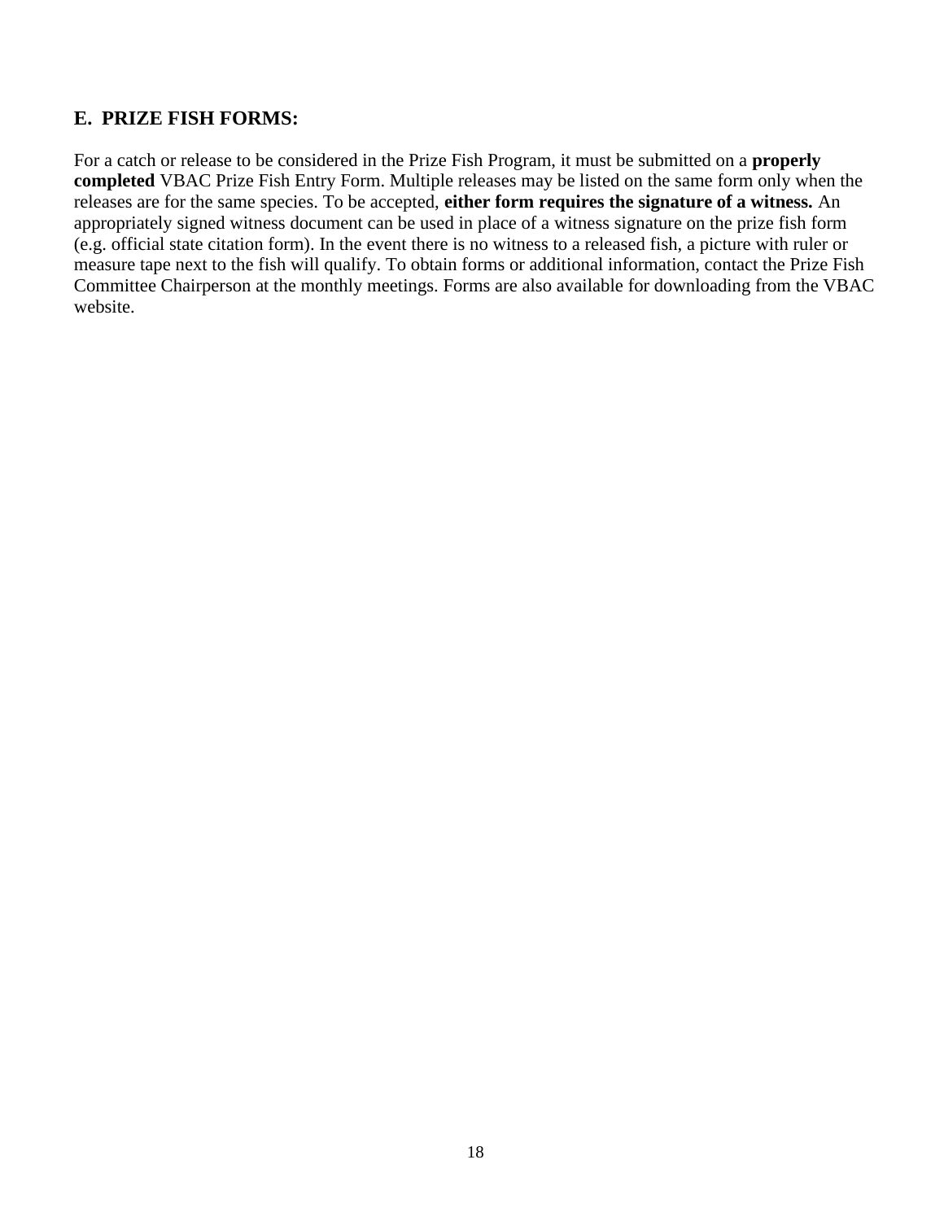## E. PRIZE FISH FORMS:

For a catch or release to be considered in the Prize Fish Program, it must be submitted on a **properly completed** VBAC Prize Fish Entry Form. Multiple releases may be listed on the same form only when the releases are for the same species. To be accepted, **either form requires the signature of a witness.** An appropriately signed witness document can be used in place of a witness signature on the prize fish form (e.g. official state citation form). In the event there is no witness to a released fish, a picture with ruler or measure tape next to the fish will qualify. To obtain forms or additional information, contact the Prize Fish Committee Chairperson at the monthly meetings. Forms are also available for downloading from the VBAC website.